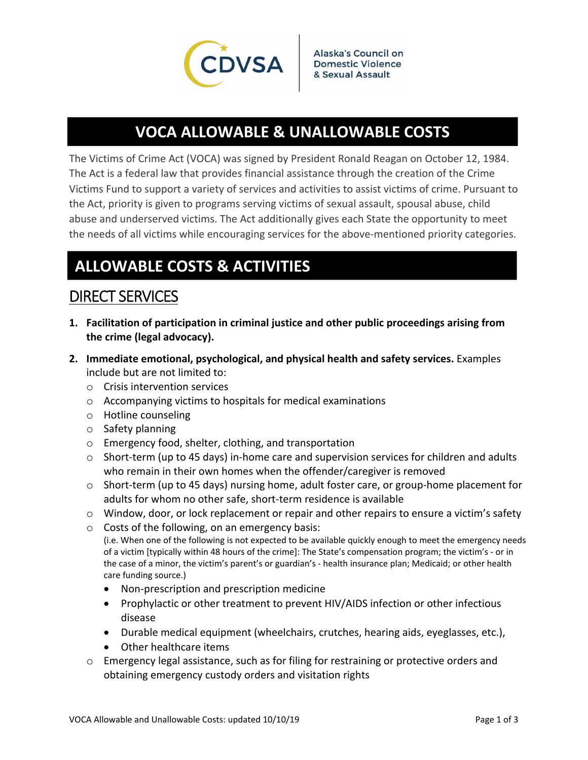Alaska's Council on Domestic Violence & Sexual Assault

# VOCA ALLOWABLE & UNALLOWABLE COSTS

The Victims of Crime Act (VOCA) was signed by President Ronald Reagan on October 12, 1984. The Act is a federal law that provides financial assistance through the creation of the Crime Victims Fund to support a variety of services and activities to assist victims of crime. Pursuant to the Act, priority is given to programs serving victims of sexual assault, spousal abuse, child abuse and underserved victims. The Act additionally gives each State the opportunity to meet the needs of all victims while encouraging services for the above-mentioned priority categories.

# ALLOWABLE COSTS & ACTIVITIES

## DIRECT SERVICES

1. **Facilitation of participation in criminal justice and other public proceedings arising from the crime (legal advocacy).**
2. **Immediate emotional, psychological, and physical health and safety services.** Examples include but are not limited to:
   - Crisis intervention services
   - Accompanying victims to hospitals for medical examinations
   - Hotline counseling
   - Safety planning
   - Emergency food, shelter, clothing, and transportation
   - Short-term (up to 45 days) in-home care and supervision services for children and adults who remain in their own homes when the offender/caregiver is removed
   - Short-term (up to 45 days) nursing home, adult foster care, or group-home placement for adults for whom no other safe, short-term residence is available
   - Window, door, or lock replacement or repair and other repairs to ensure a victim's safety
   - Costs of the following, on an emergency basis:
     (i.e. When one of the following is not expected to be available quickly enough to meet the emergency needs of a victim [typically within 48 hours of the crime]: The State's compensation program; the victim's - or in the case of a minor, the victim's parent's or guardian's - health insurance plan; Medicaid; or other health care funding source.)
     - Non-prescription and prescription medicine
     - Prophylactic or other treatment to prevent HIV/AIDS infection or other infectious disease
     - Durable medical equipment (wheelchairs, crutches, hearing aids, eyeglasses, etc.),
     - Other healthcare items
   - Emergency legal assistance, such as for filing for restraining or protective orders and obtaining emergency custody orders and visitation rights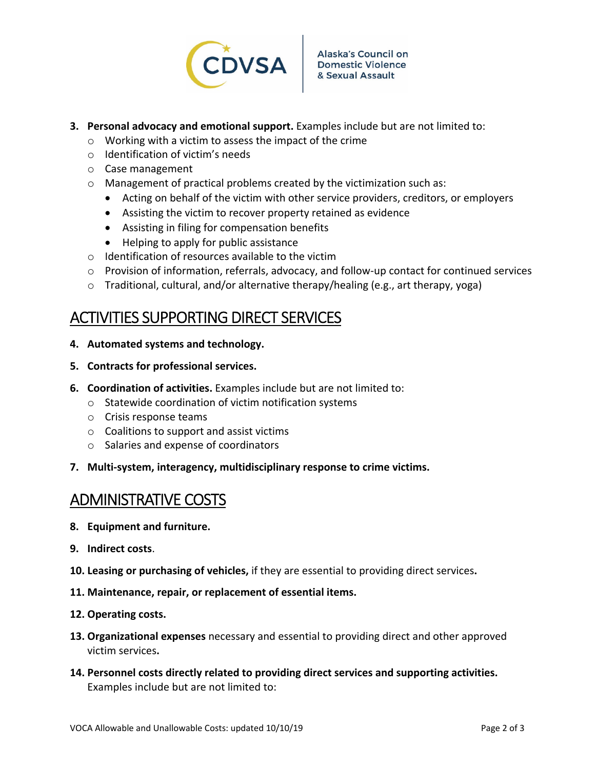3. **Personal advocacy and emotional support.** Examples include but are not limited to:
   - Working with a victim to assess the impact of the crime
   - Identification of victim's needs
   - Case management
   - Management of practical problems created by the victimization such as:
     - Acting on behalf of the victim with other service providers, creditors, or employers
     - Assisting the victim to recover property retained as evidence
     - Assisting in filing for compensation benefits
     - Helping to apply for public assistance
   - Identification of resources available to the victim
   - Provision of information, referrals, advocacy, and follow-up contact for continued services
   - Traditional, cultural, and/or alternative therapy/healing (e.g., art therapy, yoga)

## ACTIVITIES SUPPORTING DIRECT SERVICES

4. **Automated systems and technology.**
5. **Contracts for professional services.**
6. **Coordination of activities.** Examples include but are not limited to:
   - Statewide coordination of victim notification systems
   - Crisis response teams
   - Coalitions to support and assist victims
   - Salaries and expense of coordinators
7. **Multi-system, interagency, multidisciplinary response to crime victims.**

## ADMINISTRATIVE COSTS

8. **Equipment and furniture.**
9. **Indirect costs**.
10. **Leasing or purchasing of vehicles,** if they are essential to providing direct services**.**
11. **Maintenance, repair, or replacement of essential items.**
12. **Operating costs.**
13. **Organizational expenses** necessary and essential to providing direct and other approved victim services**.**
14. **Personnel costs directly related to providing direct services and supporting activities.** Examples include but are not limited to: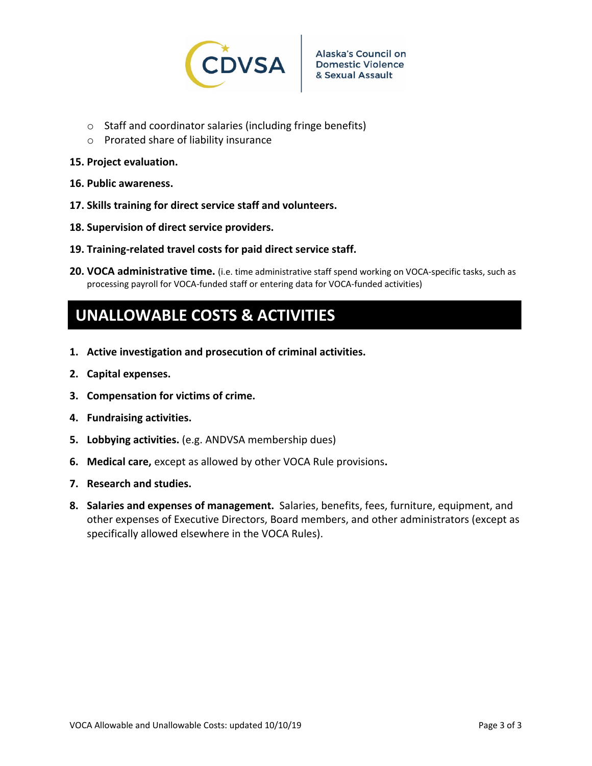- Staff and coordinator salaries (including fringe benefits)
- Prorated share of liability insurance

15. **Project evaluation.**
16. **Public awareness.**
17. **Skills training for direct service staff and volunteers.**
18. **Supervision of direct service providers.**
19. **Training-related travel costs for paid direct service staff.**
20. **VOCA administrative time.** (i.e. time administrative staff spend working on VOCA-specific tasks, such as processing payroll for VOCA-funded staff or entering data for VOCA-funded activities)

## UNALLOWABLE COSTS & ACTIVITIES

1. **Active investigation and prosecution of criminal activities.**
2. **Capital expenses.**
3. **Compensation for victims of crime.**
4. **Fundraising activities.**
5. **Lobbying activities.** (e.g. ANDVSA membership dues)
6. **Medical care,** except as allowed by other VOCA Rule provisions**.**
7. **Research and studies.**
8. **Salaries and expenses of management.** Salaries, benefits, fees, furniture, equipment, and other expenses of Executive Directors, Board members, and other administrators (except as specifically allowed elsewhere in the VOCA Rules).